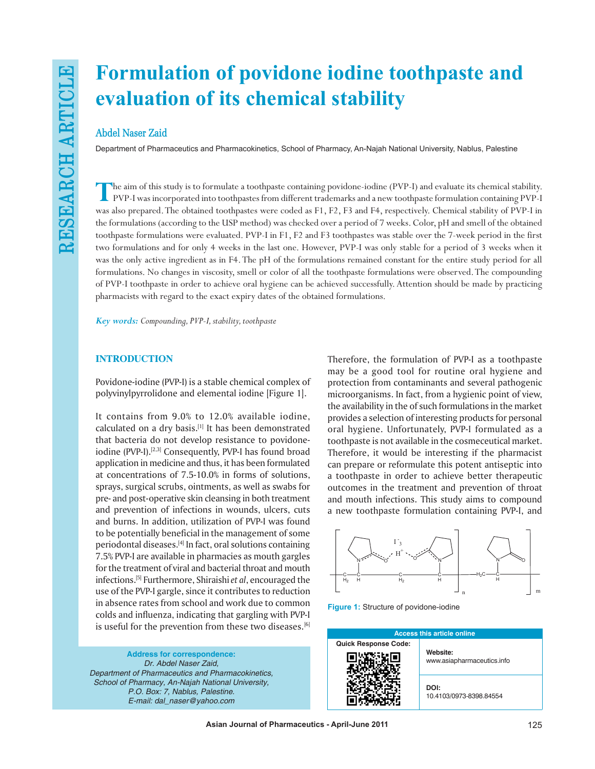# Formulation of povidone iodine toothpaste and evaluation of its chemical stability

**Abdel Naser Zaid**

Department of Pharmaceutics and Pharmacokinetics, School of Pharmacy, An-Najah National University, Nablus, Palestine

The aim of this study is to formulate a toothpaste containing povidone-iodine (PVP-I) and evaluate its chemical stability. PVP-I was incorporated into toothpastes from different trademarks and a new toothpaste formulation containing PVP-I was also prepared. The obtained toothpastes were coded as F1, F2, F3 and F4, respectively. Chemical stability of PVP-I in the formulations (according to the USP method) was checked over a period of 7 weeks. Color, pH and smell of the obtained toothpaste formulations were evaluated. PVP-I in F1, F2 and F3 toothpastes was stable over the 7-week period in the first two formulations and for only 4 weeks in the last one. However, PVP-I was only stable for a period of 3 weeks when it was the only active ingredient as in F4. The pH of the formulations remained constant for the entire study period for all formulations. No changes in viscosity, smell or color of all the toothpaste formulations were observed. The compounding of PVP-I toothpaste in order to achieve oral hygiene can be achieved successfully. Attention should be made by practicing pharmacists with regard to the exact expiry dates of the obtained formulations.

***Key words:*** *Compounding, PVP-I, stability, toothpaste*

## INTRODUCTION

Povidone-iodine (PVP-I) is a stable chemical complex of polyvinylpyrrolidone and elemental iodine [Figure 1].

It contains from 9.0% to 12.0% available iodine, calculated on a dry basis.[1] It has been demonstrated that bacteria do not develop resistance to povidone-iodine (PVP-I).[2,3] Consequently, PVP-I has found broad application in medicine and thus, it has been formulated at concentrations of 7.5-10.0% in forms of solutions, sprays, surgical scrubs, ointments, as well as swabs for pre- and post-operative skin cleansing in both treatment and prevention of infections in wounds, ulcers, cuts and burns. In addition, utilization of PVP-I was found to be potentially beneficial in the management of some periodontal diseases.[4] In fact, oral solutions containing 7.5% PVP-I are available in pharmacies as mouth gargles for the treatment of viral and bacterial throat and mouth infections.[5] Furthermore, Shiraishi *et al*, encouraged the use of the PVP-I gargle, since it contributes to reduction in absence rates from school and work due to common colds and influenza, indicating that gargling with PVP-I is useful for the prevention from these two diseases.[6]

Therefore, the formulation of PVP-I as a toothpaste may be a good tool for routine oral hygiene and protection from contaminants and several pathogenic microorganisms. In fact, from a hygienic point of view, the availability in the of such formulations in the market provides a selection of interesting products for personal oral hygiene. Unfortunately, PVP-I formulated as a toothpaste is not available in the cosmeceutical market. Therefore, it would be interesting if the pharmacist can prepare or reformulate this potent antiseptic into a toothpaste in order to achieve better therapeutic outcomes in the treatment and prevention of throat and mouth infections. This study aims to compound a new toothpaste formulation containing PVP-I, and

Figure 1: Structure of povidone-iodine

**Address for correspondence:**
*Dr. Abdel Naser Zaid,*
*Department of Pharmaceutics and Pharmacokinetics,*
*School of Pharmacy, An-Najah National University,*
*P.O. Box: 7, Nablus, Palestine.*
*E-mail: dal_naser@yahoo.com*

| Access this article online | |
|---|---|
| Quick Response Code: | Website: www.asiapharmaceutics.info |
| | DOI: 10.4103/0973-8398.84554 |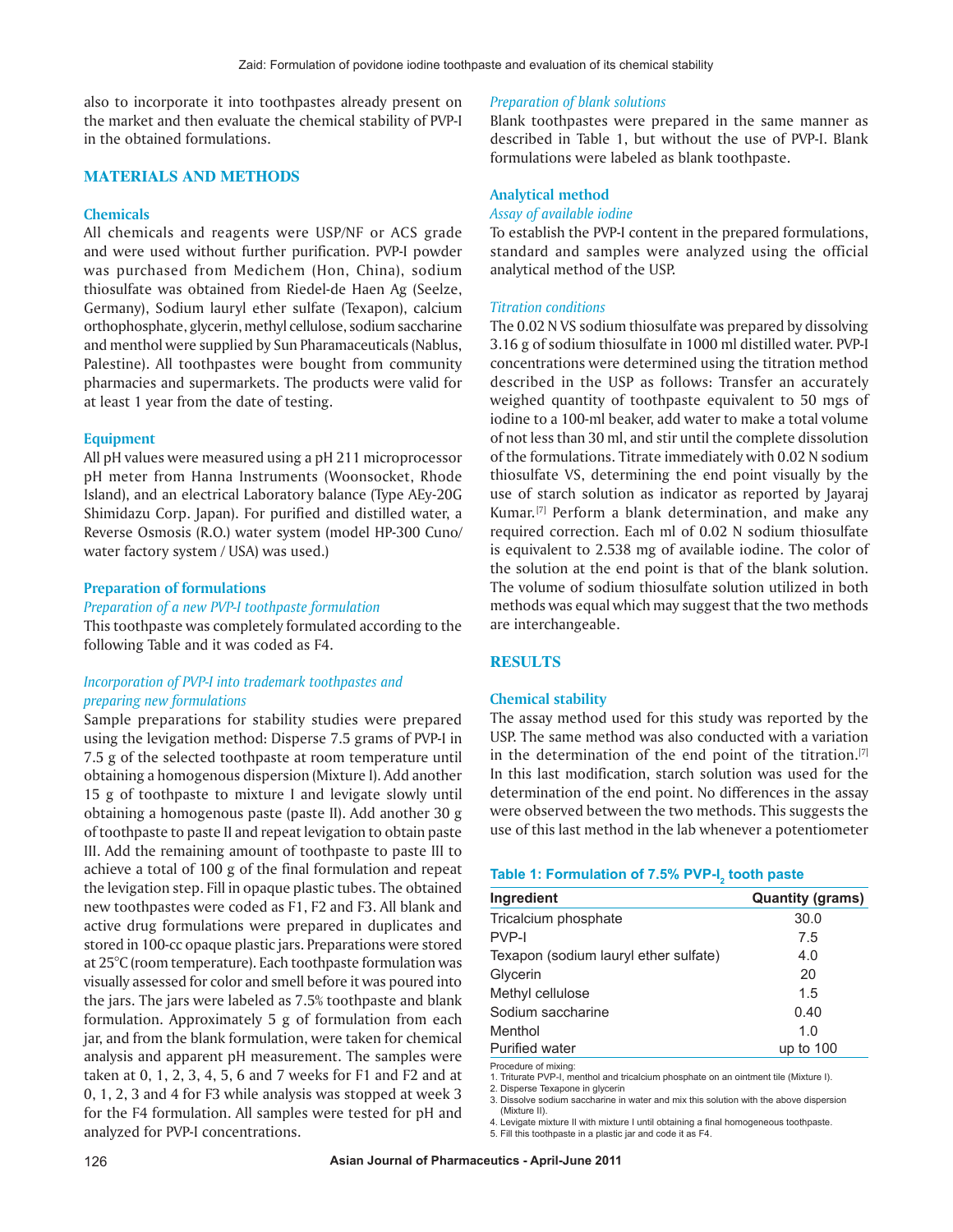also to incorporate it into toothpastes already present on the market and then evaluate the chemical stability of PVP-I in the obtained formulations.

## MATERIALS AND METHODS

### Chemicals

All chemicals and reagents were USP/NF or ACS grade and were used without further purification. PVP-I powder was purchased from Medichem (Hon, China), sodium thiosulfate was obtained from Riedel-de Haen Ag (Seelze, Germany), Sodium lauryl ether sulfate (Texapon), calcium orthophosphate, glycerin, methyl cellulose, sodium saccharine and menthol were supplied by Sun Pharamaceuticals (Nablus, Palestine). All toothpastes were bought from community pharmacies and supermarkets. The products were valid for at least 1 year from the date of testing.

### Equipment

All pH values were measured using a pH 211 microprocessor pH meter from Hanna Instruments (Woonsocket, Rhode Island), and an electrical Laboratory balance (Type AEy-20G Shimidazu Corp. Japan). For purified and distilled water, a Reverse Osmosis (R.O.) water system (model HP-300 Cuno/water factory system / USA) was used.)

### Preparation of formulations

*Preparation of a new PVP-I toothpaste formulation*

This toothpaste was completely formulated according to the following Table and it was coded as F4.

*Incorporation of PVP-I into trademark toothpastes and preparing new formulations*

Sample preparations for stability studies were prepared using the levigation method: Disperse 7.5 grams of PVP-I in 7.5 g of the selected toothpaste at room temperature until obtaining a homogenous dispersion (Mixture I). Add another 15 g of toothpaste to mixture I and levigate slowly until obtaining a homogenous paste (paste II). Add another 30 g of toothpaste to paste II and repeat levigation to obtain paste III. Add the remaining amount of toothpaste to paste III to achieve a total of 100 g of the final formulation and repeat the levigation step. Fill in opaque plastic tubes. The obtained new toothpastes were coded as F1, F2 and F3. All blank and active drug formulations were prepared in duplicates and stored in 100-cc opaque plastic jars. Preparations were stored at 25°C (room temperature). Each toothpaste formulation was visually assessed for color and smell before it was poured into the jars. The jars were labeled as 7.5% toothpaste and blank formulation. Approximately 5 g of formulation from each jar, and from the blank formulation, were taken for chemical analysis and apparent pH measurement. The samples were taken at 0, 1, 2, 3, 4, 5, 6 and 7 weeks for F1 and F2 and at 0, 1, 2, 3 and 4 for F3 while analysis was stopped at week 3 for the F4 formulation. All samples were tested for pH and analyzed for PVP-I concentrations.

*Preparation of blank solutions*

Blank toothpastes were prepared in the same manner as described in Table 1, but without the use of PVP-I. Blank formulations were labeled as blank toothpaste.

### Analytical method

*Assay of available iodine*

To establish the PVP-I content in the prepared formulations, standard and samples were analyzed using the official analytical method of the USP.

*Titration conditions*

The 0.02 N VS sodium thiosulfate was prepared by dissolving 3.16 g of sodium thiosulfate in 1000 ml distilled water. PVP-I concentrations were determined using the titration method described in the USP as follows: Transfer an accurately weighed quantity of toothpaste equivalent to 50 mgs of iodine to a 100-ml beaker, add water to make a total volume of not less than 30 ml, and stir until the complete dissolution of the formulations. Titrate immediately with 0.02 N sodium thiosulfate VS, determining the end point visually by the use of starch solution as indicator as reported by Jayaraj Kumar.[7] Perform a blank determination, and make any required correction. Each ml of 0.02 N sodium thiosulfate is equivalent to 2.538 mg of available iodine. The color of the solution at the end point is that of the blank solution. The volume of sodium thiosulfate solution utilized in both methods was equal which may suggest that the two methods are interchangeable.

## RESULTS

### Chemical stability

The assay method used for this study was reported by the USP. The same method was also conducted with a variation in the determination of the end point of the titration.[7] In this last modification, starch solution was used for the determination of the end point. No differences in the assay were observed between the two methods. This suggests the use of this last method in the lab whenever a potentiometer

**Table 1: Formulation of 7.5% PVP-$I_2$ tooth paste**

| Ingredient | Quantity (grams) |
|---|---|
| Tricalcium phosphate | 30.0 |
| PVP-I | 7.5 |
| Texapon (sodium lauryl ether sulfate) | 4.0 |
| Glycerin | 20 |
| Methyl cellulose | 1.5 |
| Sodium saccharine | 0.40 |
| Menthol | 1.0 |
| Purified water | up to 100 |

Procedure of mixing:
1. Triturate PVP-I, menthol and tricalcium phosphate on an ointment tile (Mixture I).
2. Disperse Texapone in glycerin
3. Dissolve sodium saccharine in water and mix this solution with the above dispersion (Mixture II).
4. Levigate mixture II with mixture I until obtaining a final homogeneous toothpaste.
5. Fill this toothpaste in a plastic jar and code it as F4.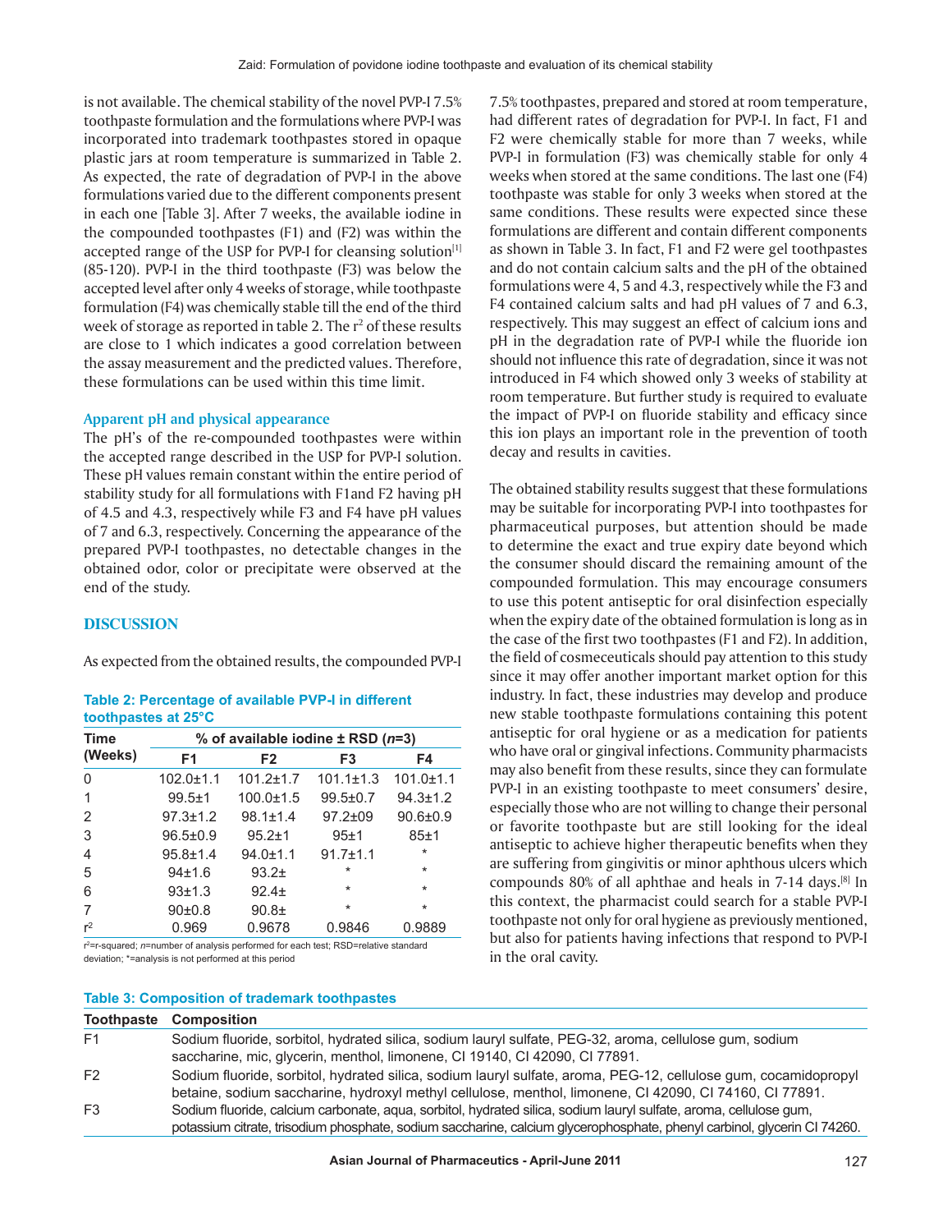is not available. The chemical stability of the novel PVP-I 7.5% toothpaste formulation and the formulations where PVP-I was incorporated into trademark toothpastes stored in opaque plastic jars at room temperature is summarized in Table 2. As expected, the rate of degradation of PVP-I in the above formulations varied due to the different components present in each one [Table 3]. After 7 weeks, the available iodine in the compounded toothpastes (F1) and (F2) was within the accepted range of the USP for PVP-I for cleansing solution[1] (85-120). PVP-I in the third toothpaste (F3) was below the accepted level after only 4 weeks of storage, while toothpaste formulation (F4) was chemically stable till the end of the third week of storage as reported in table 2. The $r^2$ of these results are close to 1 which indicates a good correlation between the assay measurement and the predicted values. Therefore, these formulations can be used within this time limit.

### Apparent pH and physical appearance

The pH's of the re-compounded toothpastes were within the accepted range described in the USP for PVP-I solution. These pH values remain constant within the entire period of stability study for all formulations with F1and F2 having pH of 4.5 and 4.3, respectively while F3 and F4 have pH values of 7 and 6.3, respectively. Concerning the appearance of the prepared PVP-I toothpastes, no detectable changes in the obtained odor, color or precipitate were observed at the end of the study.

## DISCUSSION

As expected from the obtained results, the compounded PVP-I 7.5% toothpastes, prepared and stored at room temperature, had different rates of degradation for PVP-I. In fact, F1 and F2 were chemically stable for more than 7 weeks, while PVP-I in formulation (F3) was chemically stable for only 4 weeks when stored at the same conditions. The last one (F4) toothpaste was stable for only 3 weeks when stored at the same conditions. These results were expected since these formulations are different and contain different components as shown in Table 3. In fact, F1 and F2 were gel toothpastes and do not contain calcium salts and the pH of the obtained formulations were 4, 5 and 4.3, respectively while the F3 and F4 contained calcium salts and had pH values of 7 and 6.3, respectively. This may suggest an effect of calcium ions and pH in the degradation rate of PVP-I while the fluoride ion should not influence this rate of degradation, since it was not introduced in F4 which showed only 3 weeks of stability at room temperature. But further study is required to evaluate the impact of PVP-I on fluoride stability and efficacy since this ion plays an important role in the prevention of tooth decay and results in cavities.

The obtained stability results suggest that these formulations may be suitable for incorporating PVP-I into toothpastes for pharmaceutical purposes, but attention should be made to determine the exact and true expiry date beyond which the consumer should discard the remaining amount of the compounded formulation. This may encourage consumers to use this potent antiseptic for oral disinfection especially when the expiry date of the obtained formulation is long as in the case of the first two toothpastes (F1 and F2). In addition, the field of cosmeceuticals should pay attention to this study since it may offer another important market option for this industry. In fact, these industries may develop and produce new stable toothpaste formulations containing this potent antiseptic for oral hygiene or as a medication for patients who have oral or gingival infections. Community pharmacists may also benefit from these results, since they can formulate PVP-I in an existing toothpaste to meet consumers' desire, especially those who are not willing to change their personal or favorite toothpaste but are still looking for the ideal antiseptic to achieve higher therapeutic benefits when they are suffering from gingivitis or minor aphthous ulcers which compounds 80% of all aphthae and heals in 7-14 days.[8] In this context, the pharmacist could search for a stable PVP-I toothpaste not only for oral hygiene as previously mentioned, but also for patients having infections that respond to PVP-I in the oral cavity.

**Table 2: Percentage of available PVP-I in different toothpastes at 25°C**

| Time (Weeks) | % of available iodine ± RSD (*n*=3) | | | |
|---|---|---|---|---|
| | F1 | F2 | F3 | F4 |
| 0 | 102.0±1.1 | 101.2±1.7 | 101.1±1.3 | 101.0±1.1 |
| 1 | 99.5±1 | 100.0±1.5 | 99.5±0.7 | 94.3±1.2 |
| 2 | 97.3±1.2 | 98.1±1.4 | 97.2±09 | 90.6±0.9 |
| 3 | 96.5±0.9 | 95.2±1 | 95±1 | 85±1 |
| 4 | 95.8±1.4 | 94.0±1.1 | 91.7±1.1 | * |
| 5 | 94±1.6 | 93.2± | * | * |
| 6 | 93±1.3 | 92.4± | * | * |
| 7 | 90±0.8 | 90.8± | * | * |
| $r^2$ | 0.969 | 0.9678 | 0.9846 | 0.9889 |

$r^2$=r-squared; *n*=number of analysis performed for each test; RSD=relative standard deviation; *=analysis is not performed at this period

**Table 3: Composition of trademark toothpastes**

| Toothpaste | Composition |
|---|---|
| F1 | Sodium fluoride, sorbitol, hydrated silica, sodium lauryl sulfate, PEG-32, aroma, cellulose gum, sodium saccharine, mic, glycerin, menthol, limonene, CI 19140, CI 42090, CI 77891. |
| F2 | Sodium fluoride, sorbitol, hydrated silica, sodium lauryl sulfate, aroma, PEG-12, cellulose gum, cocamidopropyl betaine, sodium saccharine, hydroxyl methyl cellulose, menthol, limonene, CI 42090, CI 74160, CI 77891. |
| F3 | Sodium fluoride, calcium carbonate, aqua, sorbitol, hydrated silica, sodium lauryl sulfate, aroma, cellulose gum, potassium citrate, trisodium phosphate, sodium saccharine, calcium glycerophosphate, phenyl carbinol, glycerin CI 74260. |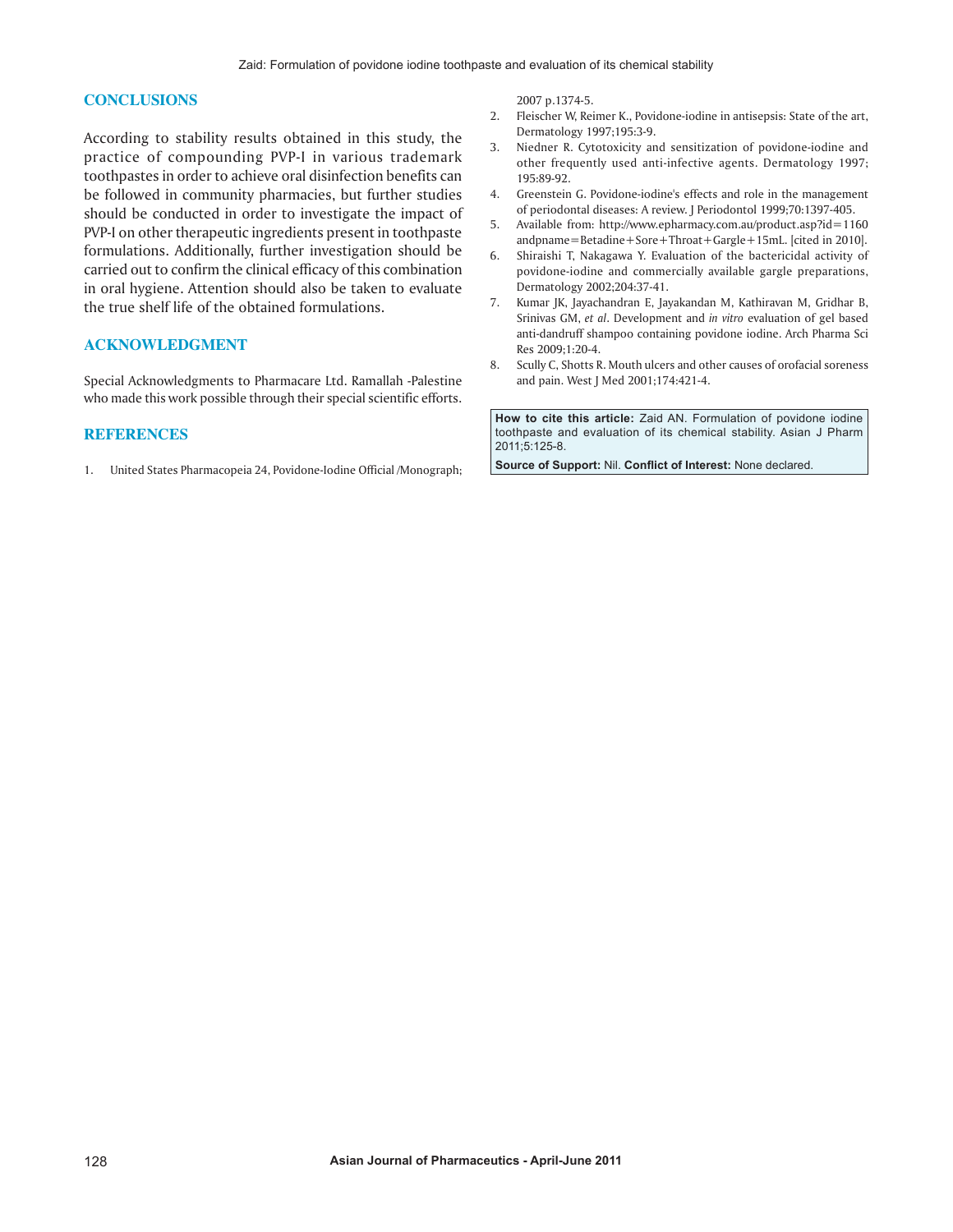## CONCLUSIONS

According to stability results obtained in this study, the practice of compounding PVP-I in various trademark toothpastes in order to achieve oral disinfection benefits can be followed in community pharmacies, but further studies should be conducted in order to investigate the impact of PVP-I on other therapeutic ingredients present in toothpaste formulations. Additionally, further investigation should be carried out to confirm the clinical efficacy of this combination in oral hygiene. Attention should also be taken to evaluate the true shelf life of the obtained formulations.

## ACKNOWLEDGMENT

Special Acknowledgments to Pharmacare Ltd. Ramallah -Palestine who made this work possible through their special scientific efforts.

## REFERENCES

1. United States Pharmacopeia 24, Povidone-Iodine Official /Monograph; 2007 p.1374-5.
2. Fleischer W, Reimer K., Povidone-iodine in antisepsis: State of the art, Dermatology 1997;195:3-9.
3. Niedner R. Cytotoxicity and sensitization of povidone-iodine and other frequently used anti-infective agents. Dermatology 1997; 195:89-92.
4. Greenstein G. Povidone-iodine's effects and role in the management of periodontal diseases: A review. J Periodontol 1999;70:1397-405.
5. Available from: http://www.epharmacy.com.au/product.asp?id=1160andpname=Betadine+Sore+Throat+Gargle+15mL. [cited in 2010].
6. Shiraishi T, Nakagawa Y. Evaluation of the bactericidal activity of povidone-iodine and commercially available gargle preparations, Dermatology 2002;204:37-41.
7. Kumar JK, Jayachandran E, Jayakandan M, Kathiravan M, Gridhar B, Srinivas GM, *et al*. Development and *in vitro* evaluation of gel based anti-dandruff shampoo containing povidone iodine. Arch Pharma Sci Res 2009;1:20-4.
8. Scully C, Shotts R. Mouth ulcers and other causes of orofacial soreness and pain. West J Med 2001;174:421-4.

**How to cite this article:** Zaid AN. Formulation of povidone iodine toothpaste and evaluation of its chemical stability. Asian J Pharm 2011;5:125-8.

**Source of Support:** Nil. **Conflict of Interest:** None declared.